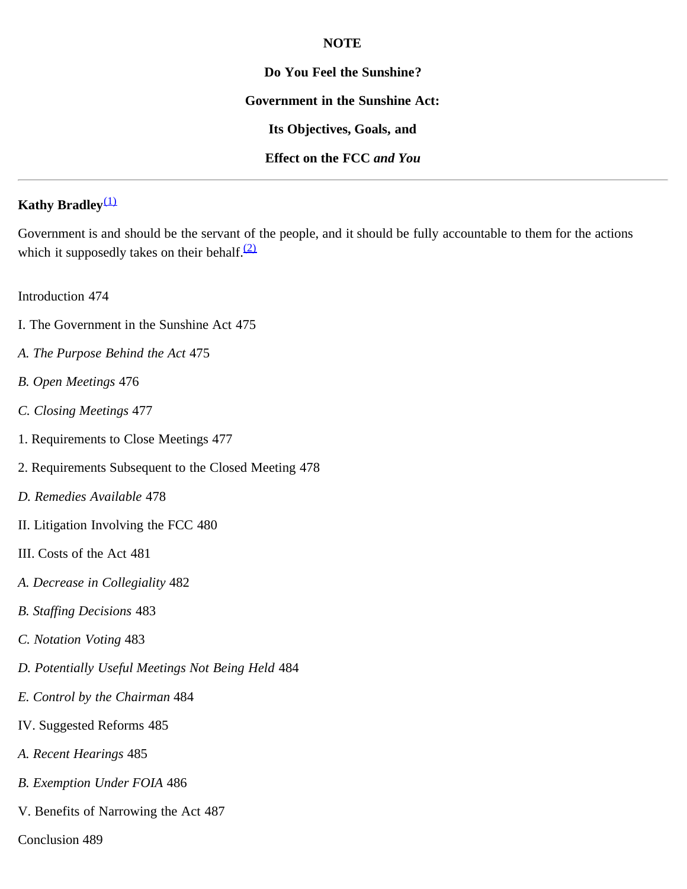**NOTE**

# Do You Feel the Sunshine?

# Government in the Sunshine Act:

# Its Objectives, Goals, and

# Effect on the FCC *and You*

---

**Kathy Bradley**[(1)]

Government is and should be the servant of the people, and it should be fully accountable to them for the actions which it supposedly takes on their behalf.[(2)]

Introduction 474

I. The Government in the Sunshine Act 475

*A. The Purpose Behind the Act* 475

*B. Open Meetings* 476

*C. Closing Meetings* 477

1. Requirements to Close Meetings 477

2. Requirements Subsequent to the Closed Meeting 478

*D. Remedies Available* 478

II. Litigation Involving the FCC 480

III. Costs of the Act 481

*A. Decrease in Collegiality* 482

*B. Staffing Decisions* 483

*C. Notation Voting* 483

*D. Potentially Useful Meetings Not Being Held* 484

*E. Control by the Chairman* 484

IV. Suggested Reforms 485

*A. Recent Hearings* 485

*B. Exemption Under FOIA* 486

V. Benefits of Narrowing the Act 487

Conclusion 489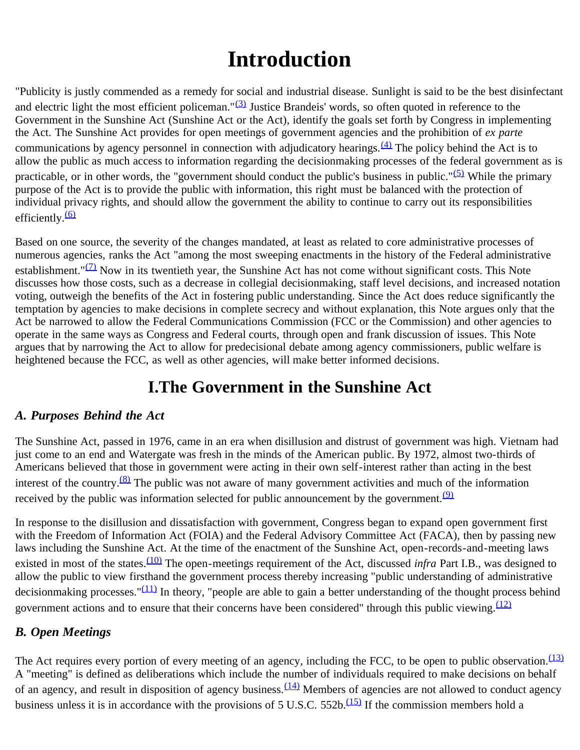# Introduction

"Publicity is justly commended as a remedy for social and industrial disease. Sunlight is said to be the best disinfectant and electric light the most efficient policeman."[(3)] Justice Brandeis' words, so often quoted in reference to the Government in the Sunshine Act (Sunshine Act or the Act), identify the goals set forth by Congress in implementing the Act. The Sunshine Act provides for open meetings of government agencies and the prohibition of *ex parte* communications by agency personnel in connection with adjudicatory hearings.[(4)] The policy behind the Act is to allow the public as much access to information regarding the decisionmaking processes of the federal government as is practicable, or in other words, the "government should conduct the public's business in public."[(5)] While the primary purpose of the Act is to provide the public with information, this right must be balanced with the protection of individual privacy rights, and should allow the government the ability to continue to carry out its responsibilities efficiently.[(6)]

Based on one source, the severity of the changes mandated, at least as related to core administrative processes of numerous agencies, ranks the Act "among the most sweeping enactments in the history of the Federal administrative establishment."[(7)] Now in its twentieth year, the Sunshine Act has not come without significant costs. This Note discusses how those costs, such as a decrease in collegial decisionmaking, staff level decisions, and increased notation voting, outweigh the benefits of the Act in fostering public understanding. Since the Act does reduce significantly the temptation by agencies to make decisions in complete secrecy and without explanation, this Note argues only that the Act be narrowed to allow the Federal Communications Commission (FCC or the Commission) and other agencies to operate in the same ways as Congress and Federal courts, through open and frank discussion of issues. This Note argues that by narrowing the Act to allow for predecisional debate among agency commissioners, public welfare is heightened because the FCC, as well as other agencies, will make better informed decisions.

## I.The Government in the Sunshine Act

### *A. Purposes Behind the Act*

The Sunshine Act, passed in 1976, came in an era when disillusion and distrust of government was high. Vietnam had just come to an end and Watergate was fresh in the minds of the American public. By 1972, almost two-thirds of Americans believed that those in government were acting in their own self-interest rather than acting in the best interest of the country.[(8)] The public was not aware of many government activities and much of the information received by the public was information selected for public announcement by the government.[(9)]

In response to the disillusion and dissatisfaction with government, Congress began to expand open government first with the Freedom of Information Act (FOIA) and the Federal Advisory Committee Act (FACA), then by passing new laws including the Sunshine Act. At the time of the enactment of the Sunshine Act, open-records-and-meeting laws existed in most of the states.[(10)] The open-meetings requirement of the Act, discussed *infra* Part I.B., was designed to allow the public to view firsthand the government process thereby increasing "public understanding of administrative decisionmaking processes."[(11)] In theory, "people are able to gain a better understanding of the thought process behind government actions and to ensure that their concerns have been considered" through this public viewing.[(12)]

### *B. Open Meetings*

The Act requires every portion of every meeting of an agency, including the FCC, to be open to public observation.[(13)] A "meeting" is defined as deliberations which include the number of individuals required to make decisions on behalf of an agency, and result in disposition of agency business.[(14)] Members of agencies are not allowed to conduct agency business unless it is in accordance with the provisions of 5 U.S.C. 552b.[(15)] If the commission members hold a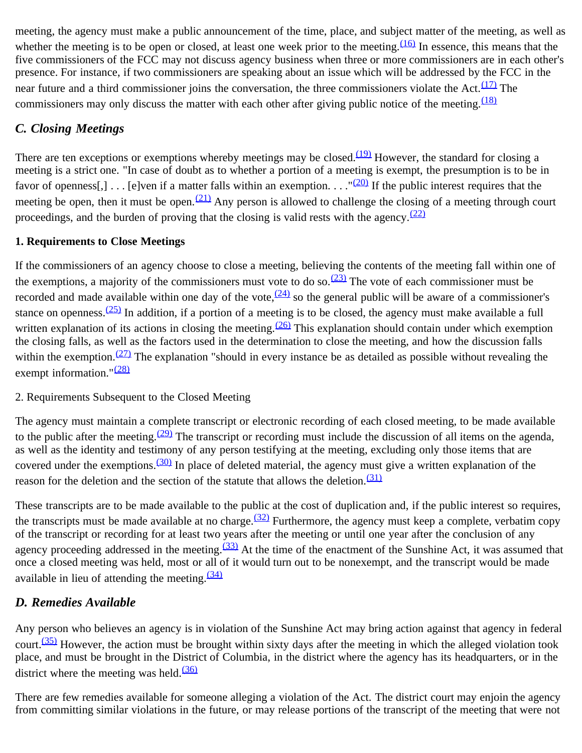meeting, the agency must make a public announcement of the time, place, and subject matter of the meeting, as well as whether the meeting is to be open or closed, at least one week prior to the meeting.[(16)] In essence, this means that the five commissioners of the FCC may not discuss agency business when three or more commissioners are in each other's presence. For instance, if two commissioners are speaking about an issue which will be addressed by the FCC in the near future and a third commissioner joins the conversation, the three commissioners violate the Act.[(17)] The commissioners may only discuss the matter with each other after giving public notice of the meeting.[(18)]

### *C. Closing Meetings*

There are ten exceptions or exemptions whereby meetings may be closed.[(19)] However, the standard for closing a meeting is a strict one. "In case of doubt as to whether a portion of a meeting is exempt, the presumption is to be in favor of openness[,] . . . [e]ven if a matter falls within an exemption. . . ."[(20)] If the public interest requires that the meeting be open, then it must be open.[(21)] Any person is allowed to challenge the closing of a meeting through court proceedings, and the burden of proving that the closing is valid rests with the agency.[(22)]

#### 1. Requirements to Close Meetings

If the commissioners of an agency choose to close a meeting, believing the contents of the meeting fall within one of the exemptions, a majority of the commissioners must vote to do so.[(23)] The vote of each commissioner must be recorded and made available within one day of the vote,[(24)] so the general public will be aware of a commissioner's stance on openness.[(25)] In addition, if a portion of a meeting is to be closed, the agency must make available a full written explanation of its actions in closing the meeting.[(26)] This explanation should contain under which exemption the closing falls, as well as the factors used in the determination to close the meeting, and how the discussion falls within the exemption.[(27)] The explanation "should in every instance be as detailed as possible without revealing the exempt information."[(28)]

2. Requirements Subsequent to the Closed Meeting

The agency must maintain a complete transcript or electronic recording of each closed meeting, to be made available to the public after the meeting.[(29)] The transcript or recording must include the discussion of all items on the agenda, as well as the identity and testimony of any person testifying at the meeting, excluding only those items that are covered under the exemptions.[(30)] In place of deleted material, the agency must give a written explanation of the reason for the deletion and the section of the statute that allows the deletion.[(31)]

These transcripts are to be made available to the public at the cost of duplication and, if the public interest so requires, the transcripts must be made available at no charge.[(32)] Furthermore, the agency must keep a complete, verbatim copy of the transcript or recording for at least two years after the meeting or until one year after the conclusion of any agency proceeding addressed in the meeting.[(33)] At the time of the enactment of the Sunshine Act, it was assumed that once a closed meeting was held, most or all of it would turn out to be nonexempt, and the transcript would be made available in lieu of attending the meeting.[(34)]

### *D. Remedies Available*

Any person who believes an agency is in violation of the Sunshine Act may bring action against that agency in federal court.[(35)] However, the action must be brought within sixty days after the meeting in which the alleged violation took place, and must be brought in the District of Columbia, in the district where the agency has its headquarters, or in the district where the meeting was held.[(36)]

There are few remedies available for someone alleging a violation of the Act. The district court may enjoin the agency from committing similar violations in the future, or may release portions of the transcript of the meeting that were not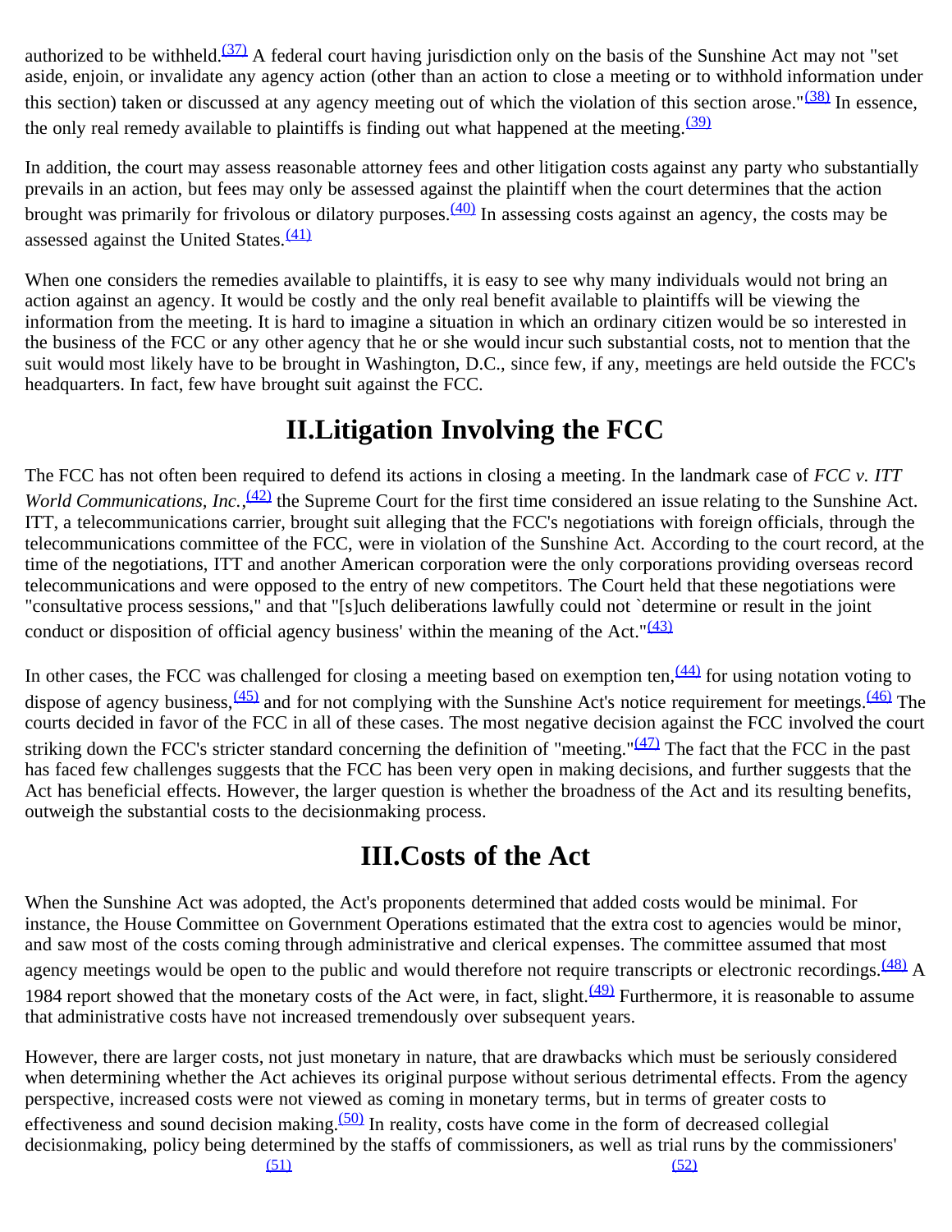authorized to be withheld.[37] A federal court having jurisdiction only on the basis of the Sunshine Act may not "set aside, enjoin, or invalidate any agency action (other than an action to close a meeting or to withhold information under this section) taken or discussed at any agency meeting out of which the violation of this section arose."[38] In essence, the only real remedy available to plaintiffs is finding out what happened at the meeting.[39]

In addition, the court may assess reasonable attorney fees and other litigation costs against any party who substantially prevails in an action, but fees may only be assessed against the plaintiff when the court determines that the action brought was primarily for frivolous or dilatory purposes.[40] In assessing costs against an agency, the costs may be assessed against the United States.[41]

When one considers the remedies available to plaintiffs, it is easy to see why many individuals would not bring an action against an agency. It would be costly and the only real benefit available to plaintiffs will be viewing the information from the meeting. It is hard to imagine a situation in which an ordinary citizen would be so interested in the business of the FCC or any other agency that he or she would incur such substantial costs, not to mention that the suit would most likely have to be brought in Washington, D.C., since few, if any, meetings are held outside the FCC's headquarters. In fact, few have brought suit against the FCC.

## II.Litigation Involving the FCC

The FCC has not often been required to defend its actions in closing a meeting. In the landmark case of *FCC v. ITT World Communications, Inc.*,[42] the Supreme Court for the first time considered an issue relating to the Sunshine Act. ITT, a telecommunications carrier, brought suit alleging that the FCC's negotiations with foreign officials, through the telecommunications committee of the FCC, were in violation of the Sunshine Act. According to the court record, at the time of the negotiations, ITT and another American corporation were the only corporations providing overseas record telecommunications and were opposed to the entry of new competitors. The Court held that these negotiations were "consultative process sessions," and that "[s]uch deliberations lawfully could not `determine or result in the joint conduct or disposition of official agency business' within the meaning of the Act."[43]

In other cases, the FCC was challenged for closing a meeting based on exemption ten,[44] for using notation voting to dispose of agency business,[45] and for not complying with the Sunshine Act's notice requirement for meetings.[46] The courts decided in favor of the FCC in all of these cases. The most negative decision against the FCC involved the court striking down the FCC's stricter standard concerning the definition of "meeting."[47] The fact that the FCC in the past has faced few challenges suggests that the FCC has been very open in making decisions, and further suggests that the Act has beneficial effects. However, the larger question is whether the broadness of the Act and its resulting benefits, outweigh the substantial costs to the decisionmaking process.

## III.Costs of the Act

When the Sunshine Act was adopted, the Act's proponents determined that added costs would be minimal. For instance, the House Committee on Government Operations estimated that the extra cost to agencies would be minor, and saw most of the costs coming through administrative and clerical expenses. The committee assumed that most agency meetings would be open to the public and would therefore not require transcripts or electronic recordings.[48] A 1984 report showed that the monetary costs of the Act were, in fact, slight.[49] Furthermore, it is reasonable to assume that administrative costs have not increased tremendously over subsequent years.

However, there are larger costs, not just monetary in nature, that are drawbacks which must be seriously considered when determining whether the Act achieves its original purpose without serious detrimental effects. From the agency perspective, increased costs were not viewed as coming in monetary terms, but in terms of greater costs to effectiveness and sound decision making.[50] In reality, costs have come in the form of decreased collegial decisionmaking, policy being determined by the staffs of commissioners,[51] as well as trial runs by the commissioners'[52]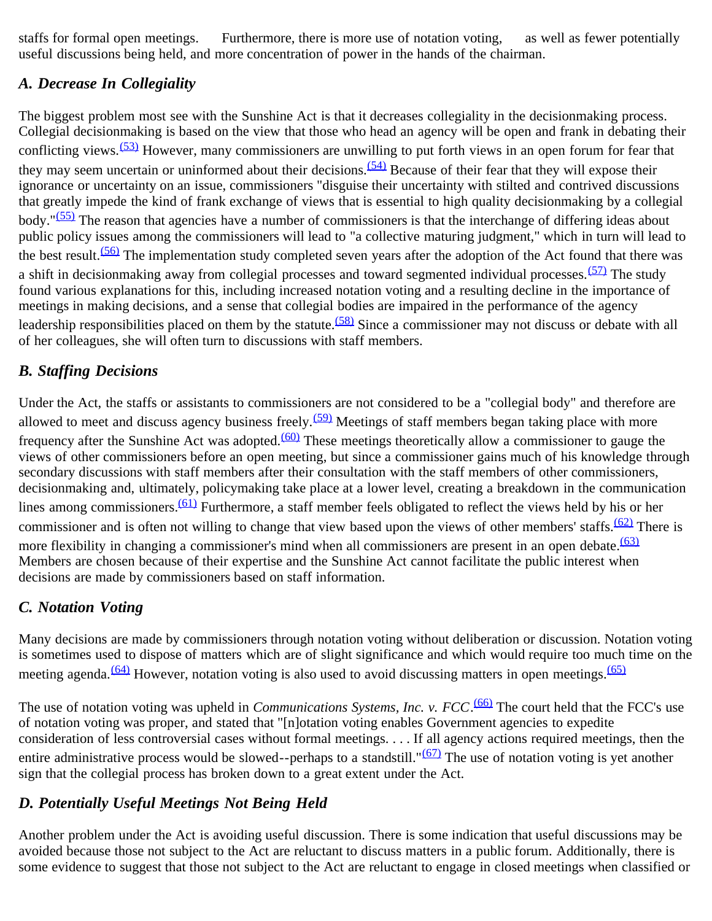staffs for formal open meetings. Furthermore, there is more use of notation voting, as well as fewer potentially useful discussions being held, and more concentration of power in the hands of the chairman.

### *A. Decrease In Collegiality*

The biggest problem most see with the Sunshine Act is that it decreases collegiality in the decisionmaking process. Collegial decisionmaking is based on the view that those who head an agency will be open and frank in debating their conflicting views.[(53)] However, many commissioners are unwilling to put forth views in an open forum for fear that they may seem uncertain or uninformed about their decisions.[(54)] Because of their fear that they will expose their ignorance or uncertainty on an issue, commissioners "disguise their uncertainty with stilted and contrived discussions that greatly impede the kind of frank exchange of views that is essential to high quality decisionmaking by a collegial body."[(55)] The reason that agencies have a number of commissioners is that the interchange of differing ideas about public policy issues among the commissioners will lead to "a collective maturing judgment," which in turn will lead to the best result.[(56)] The implementation study completed seven years after the adoption of the Act found that there was a shift in decisionmaking away from collegial processes and toward segmented individual processes.[(57)] The study found various explanations for this, including increased notation voting and a resulting decline in the importance of meetings in making decisions, and a sense that collegial bodies are impaired in the performance of the agency leadership responsibilities placed on them by the statute.[(58)] Since a commissioner may not discuss or debate with all of her colleagues, she will often turn to discussions with staff members.

### *B. Staffing Decisions*

Under the Act, the staffs or assistants to commissioners are not considered to be a "collegial body" and therefore are allowed to meet and discuss agency business freely.[(59)] Meetings of staff members began taking place with more frequency after the Sunshine Act was adopted.[(60)] These meetings theoretically allow a commissioner to gauge the views of other commissioners before an open meeting, but since a commissioner gains much of his knowledge through secondary discussions with staff members after their consultation with the staff members of other commissioners, decisionmaking and, ultimately, policymaking take place at a lower level, creating a breakdown in the communication lines among commissioners.[(61)] Furthermore, a staff member feels obligated to reflect the views held by his or her commissioner and is often not willing to change that view based upon the views of other members' staffs.[(62)] There is more flexibility in changing a commissioner's mind when all commissioners are present in an open debate.[(63)] Members are chosen because of their expertise and the Sunshine Act cannot facilitate the public interest when decisions are made by commissioners based on staff information.

### *C. Notation Voting*

Many decisions are made by commissioners through notation voting without deliberation or discussion. Notation voting is sometimes used to dispose of matters which are of slight significance and which would require too much time on the meeting agenda.[(64)] However, notation voting is also used to avoid discussing matters in open meetings.[(65)]

The use of notation voting was upheld in *Communications Systems, Inc. v. FCC*.[(66)] The court held that the FCC's use of notation voting was proper, and stated that "[n]otation voting enables Government agencies to expedite consideration of less controversial cases without formal meetings. . . . If all agency actions required meetings, then the entire administrative process would be slowed--perhaps to a standstill."[(67)] The use of notation voting is yet another sign that the collegial process has broken down to a great extent under the Act.

### *D. Potentially Useful Meetings Not Being Held*

Another problem under the Act is avoiding useful discussion. There is some indication that useful discussions may be avoided because those not subject to the Act are reluctant to discuss matters in a public forum. Additionally, there is some evidence to suggest that those not subject to the Act are reluctant to engage in closed meetings when classified or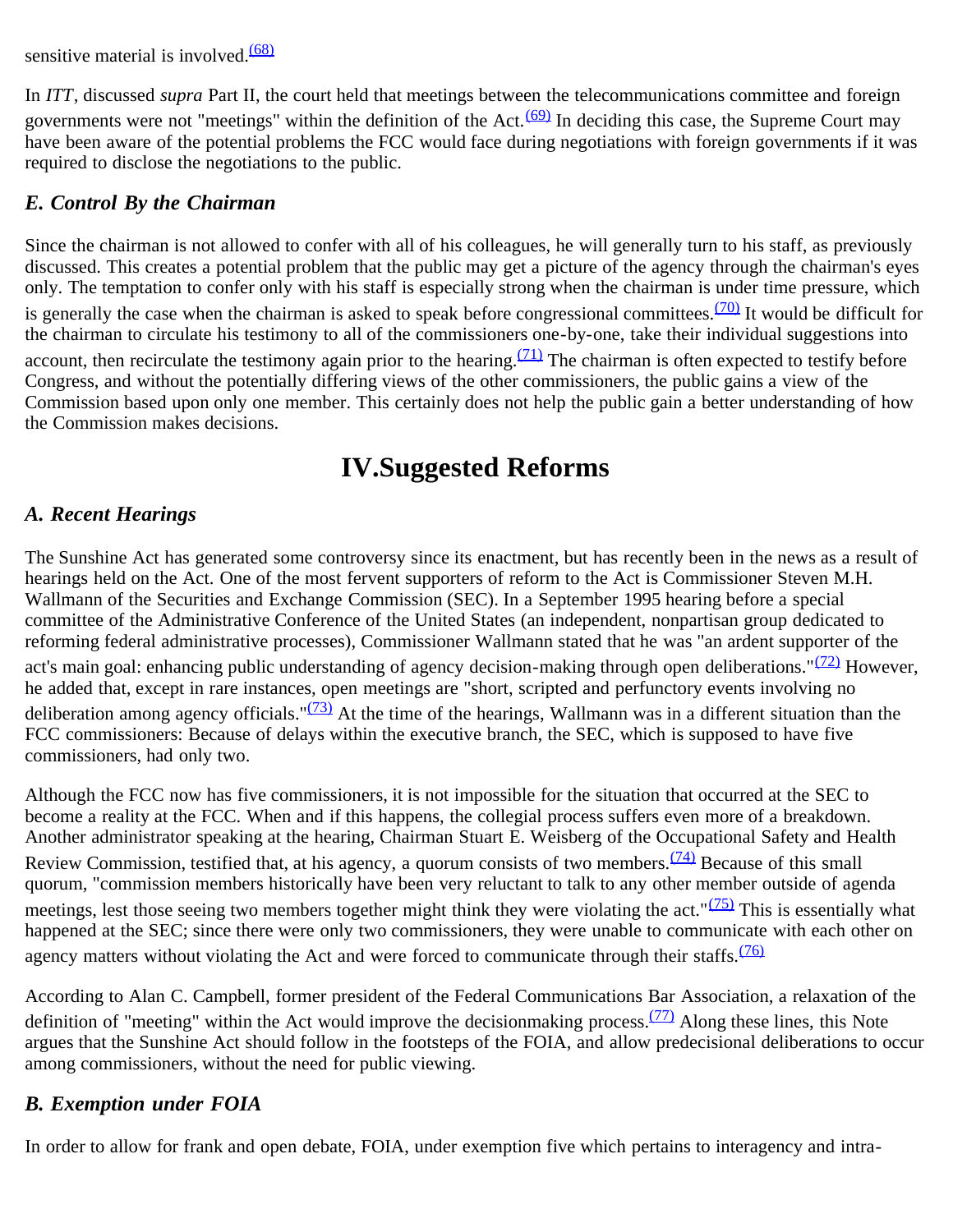sensitive material is involved.[(68)]

In *ITT*, discussed *supra* Part II, the court held that meetings between the telecommunications committee and foreign governments were not "meetings" within the definition of the Act.[(69)] In deciding this case, the Supreme Court may have been aware of the potential problems the FCC would face during negotiations with foreign governments if it was required to disclose the negotiations to the public.

### *E. Control By the Chairman*

Since the chairman is not allowed to confer with all of his colleagues, he will generally turn to his staff, as previously discussed. This creates a potential problem that the public may get a picture of the agency through the chairman's eyes only. The temptation to confer only with his staff is especially strong when the chairman is under time pressure, which is generally the case when the chairman is asked to speak before congressional committees.[(70)] It would be difficult for the chairman to circulate his testimony to all of the commissioners one-by-one, take their individual suggestions into account, then recirculate the testimony again prior to the hearing.[(71)] The chairman is often expected to testify before Congress, and without the potentially differing views of the other commissioners, the public gains a view of the Commission based upon only one member. This certainly does not help the public gain a better understanding of how the Commission makes decisions.

## IV.Suggested Reforms

### *A. Recent Hearings*

The Sunshine Act has generated some controversy since its enactment, but has recently been in the news as a result of hearings held on the Act. One of the most fervent supporters of reform to the Act is Commissioner Steven M.H. Wallmann of the Securities and Exchange Commission (SEC). In a September 1995 hearing before a special committee of the Administrative Conference of the United States (an independent, nonpartisan group dedicated to reforming federal administrative processes), Commissioner Wallmann stated that he was "an ardent supporter of the act's main goal: enhancing public understanding of agency decision-making through open deliberations."[(72)] However, he added that, except in rare instances, open meetings are "short, scripted and perfunctory events involving no deliberation among agency officials."[(73)] At the time of the hearings, Wallmann was in a different situation than the FCC commissioners: Because of delays within the executive branch, the SEC, which is supposed to have five commissioners, had only two.

Although the FCC now has five commissioners, it is not impossible for the situation that occurred at the SEC to become a reality at the FCC. When and if this happens, the collegial process suffers even more of a breakdown. Another administrator speaking at the hearing, Chairman Stuart E. Weisberg of the Occupational Safety and Health Review Commission, testified that, at his agency, a quorum consists of two members.[(74)] Because of this small quorum, "commission members historically have been very reluctant to talk to any other member outside of agenda meetings, lest those seeing two members together might think they were violating the act."[(75)] This is essentially what happened at the SEC; since there were only two commissioners, they were unable to communicate with each other on agency matters without violating the Act and were forced to communicate through their staffs.[(76)]

According to Alan C. Campbell, former president of the Federal Communications Bar Association, a relaxation of the definition of "meeting" within the Act would improve the decisionmaking process.[(77)] Along these lines, this Note argues that the Sunshine Act should follow in the footsteps of the FOIA, and allow predecisional deliberations to occur among commissioners, without the need for public viewing.

### *B. Exemption under FOIA*

In order to allow for frank and open debate, FOIA, under exemption five which pertains to interagency and intra-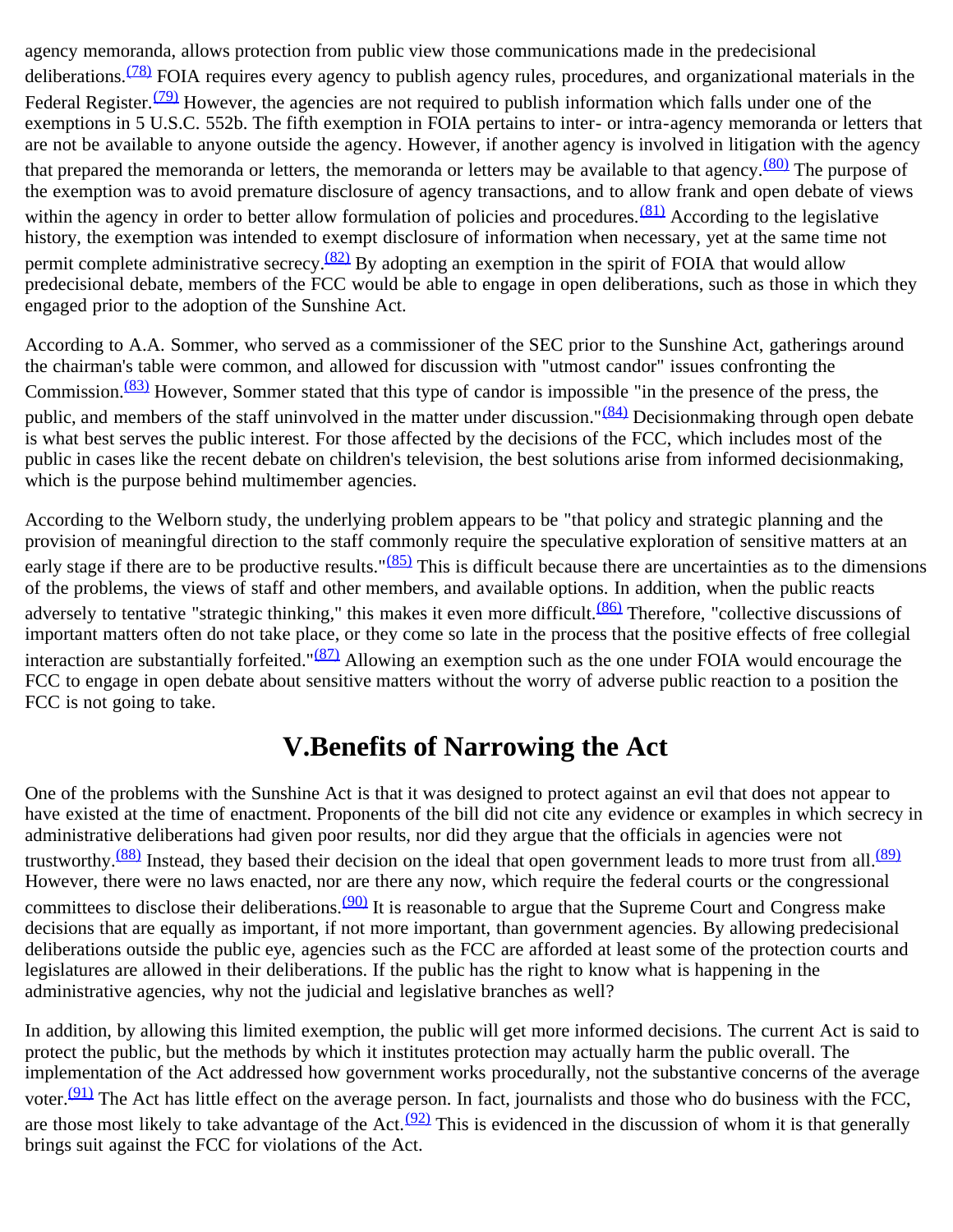agency memoranda, allows protection from public view those communications made in the predecisional deliberations.[(78)] FOIA requires every agency to publish agency rules, procedures, and organizational materials in the Federal Register.[(79)] However, the agencies are not required to publish information which falls under one of the exemptions in 5 U.S.C. 552b. The fifth exemption in FOIA pertains to inter- or intra-agency memoranda or letters that are not be available to anyone outside the agency. However, if another agency is involved in litigation with the agency that prepared the memoranda or letters, the memoranda or letters may be available to that agency.[(80)] The purpose of the exemption was to avoid premature disclosure of agency transactions, and to allow frank and open debate of views within the agency in order to better allow formulation of policies and procedures.[(81)] According to the legislative history, the exemption was intended to exempt disclosure of information when necessary, yet at the same time not permit complete administrative secrecy.[(82)] By adopting an exemption in the spirit of FOIA that would allow predecisional debate, members of the FCC would be able to engage in open deliberations, such as those in which they engaged prior to the adoption of the Sunshine Act.

According to A.A. Sommer, who served as a commissioner of the SEC prior to the Sunshine Act, gatherings around the chairman's table were common, and allowed for discussion with "utmost candor" issues confronting the Commission.[(83)] However, Sommer stated that this type of candor is impossible "in the presence of the press, the public, and members of the staff uninvolved in the matter under discussion."[(84)] Decisionmaking through open debate is what best serves the public interest. For those affected by the decisions of the FCC, which includes most of the public in cases like the recent debate on children's television, the best solutions arise from informed decisionmaking, which is the purpose behind multimember agencies.

According to the Welborn study, the underlying problem appears to be "that policy and strategic planning and the provision of meaningful direction to the staff commonly require the speculative exploration of sensitive matters at an early stage if there are to be productive results."[(85)] This is difficult because there are uncertainties as to the dimensions of the problems, the views of staff and other members, and available options. In addition, when the public reacts adversely to tentative "strategic thinking," this makes it even more difficult.[(86)] Therefore, "collective discussions of important matters often do not take place, or they come so late in the process that the positive effects of free collegial interaction are substantially forfeited."[(87)] Allowing an exemption such as the one under FOIA would encourage the FCC to engage in open debate about sensitive matters without the worry of adverse public reaction to a position the FCC is not going to take.

## V.Benefits of Narrowing the Act

One of the problems with the Sunshine Act is that it was designed to protect against an evil that does not appear to have existed at the time of enactment. Proponents of the bill did not cite any evidence or examples in which secrecy in administrative deliberations had given poor results, nor did they argue that the officials in agencies were not trustworthy.[(88)] Instead, they based their decision on the ideal that open government leads to more trust from all.[(89)] However, there were no laws enacted, nor are there any now, which require the federal courts or the congressional committees to disclose their deliberations.[(90)] It is reasonable to argue that the Supreme Court and Congress make decisions that are equally as important, if not more important, than government agencies. By allowing predecisional deliberations outside the public eye, agencies such as the FCC are afforded at least some of the protection courts and legislatures are allowed in their deliberations. If the public has the right to know what is happening in the administrative agencies, why not the judicial and legislative branches as well?

In addition, by allowing this limited exemption, the public will get more informed decisions. The current Act is said to protect the public, but the methods by which it institutes protection may actually harm the public overall. The implementation of the Act addressed how government works procedurally, not the substantive concerns of the average voter.[(91)] The Act has little effect on the average person. In fact, journalists and those who do business with the FCC, are those most likely to take advantage of the Act.[(92)] This is evidenced in the discussion of whom it is that generally brings suit against the FCC for violations of the Act.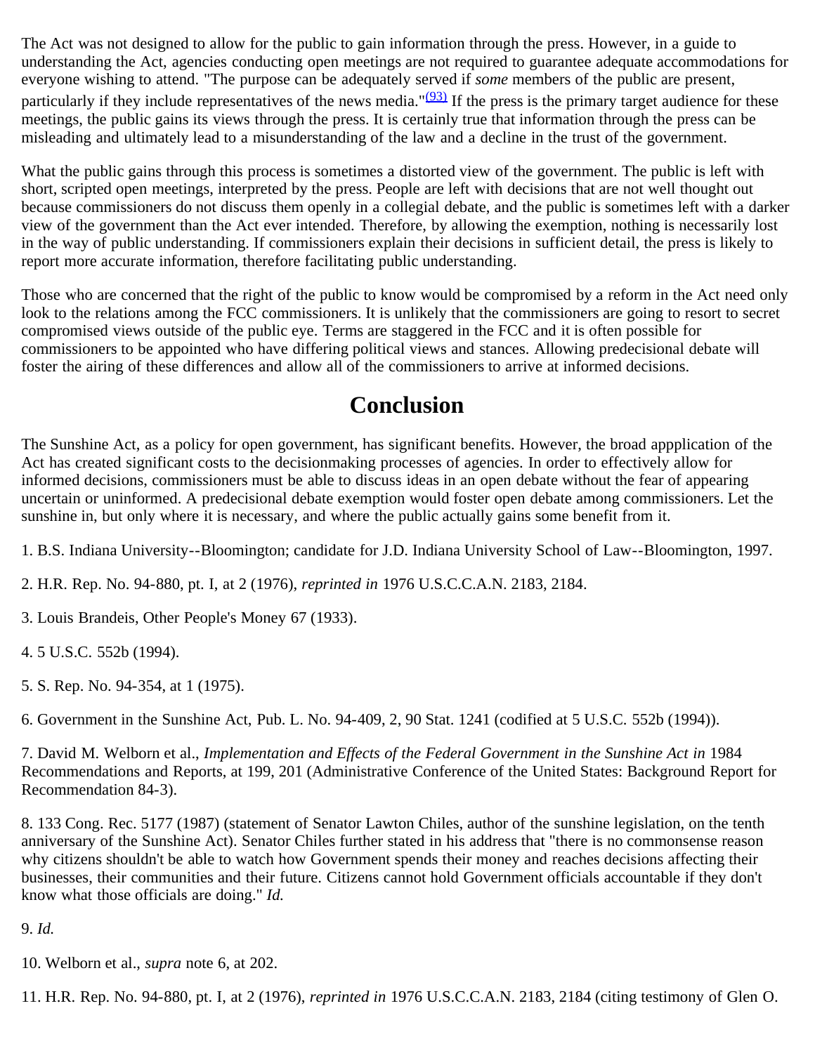The Act was not designed to allow for the public to gain information through the press. However, in a guide to understanding the Act, agencies conducting open meetings are not required to guarantee adequate accommodations for everyone wishing to attend. "The purpose can be adequately served if *some* members of the public are present, particularly if they include representatives of the news media."[(93)] If the press is the primary target audience for these meetings, the public gains its views through the press. It is certainly true that information through the press can be misleading and ultimately lead to a misunderstanding of the law and a decline in the trust of the government.

What the public gains through this process is sometimes a distorted view of the government. The public is left with short, scripted open meetings, interpreted by the press. People are left with decisions that are not well thought out because commissioners do not discuss them openly in a collegial debate, and the public is sometimes left with a darker view of the government than the Act ever intended. Therefore, by allowing the exemption, nothing is necessarily lost in the way of public understanding. If commissioners explain their decisions in sufficient detail, the press is likely to report more accurate information, therefore facilitating public understanding.

Those who are concerned that the right of the public to know would be compromised by a reform in the Act need only look to the relations among the FCC commissioners. It is unlikely that the commissioners are going to resort to secret compromised views outside of the public eye. Terms are staggered in the FCC and it is often possible for commissioners to be appointed who have differing political views and stances. Allowing predecisional debate will foster the airing of these differences and allow all of the commissioners to arrive at informed decisions.

# Conclusion

The Sunshine Act, as a policy for open government, has significant benefits. However, the broad appplication of the Act has created significant costs to the decisionmaking processes of agencies. In order to effectively allow for informed decisions, commissioners must be able to discuss ideas in an open debate without the fear of appearing uncertain or uninformed. A predecisional debate exemption would foster open debate among commissioners. Let the sunshine in, but only where it is necessary, and where the public actually gains some benefit from it.

1. B.S. Indiana University--Bloomington; candidate for J.D. Indiana University School of Law--Bloomington, 1997.

2. H.R. Rep. No. 94-880, pt. I, at 2 (1976), *reprinted in* 1976 U.S.C.C.A.N. 2183, 2184.

3. Louis Brandeis, Other People's Money 67 (1933).

4. 5 U.S.C. 552b (1994).

5. S. Rep. No. 94-354, at 1 (1975).

6. Government in the Sunshine Act, Pub. L. No. 94-409, 2, 90 Stat. 1241 (codified at 5 U.S.C. 552b (1994)).

7. David M. Welborn et al., *Implementation and Effects of the Federal Government in the Sunshine Act in* 1984 Recommendations and Reports, at 199, 201 (Administrative Conference of the United States: Background Report for Recommendation 84-3).

8. 133 Cong. Rec. 5177 (1987) (statement of Senator Lawton Chiles, author of the sunshine legislation, on the tenth anniversary of the Sunshine Act). Senator Chiles further stated in his address that "there is no commonsense reason why citizens shouldn't be able to watch how Government spends their money and reaches decisions affecting their businesses, their communities and their future. Citizens cannot hold Government officials accountable if they don't know what those officials are doing." *Id.*

9. *Id.*

10. Welborn et al., *supra* note 6, at 202.

11. H.R. Rep. No. 94-880, pt. I, at 2 (1976), *reprinted in* 1976 U.S.C.C.A.N. 2183, 2184 (citing testimony of Glen O.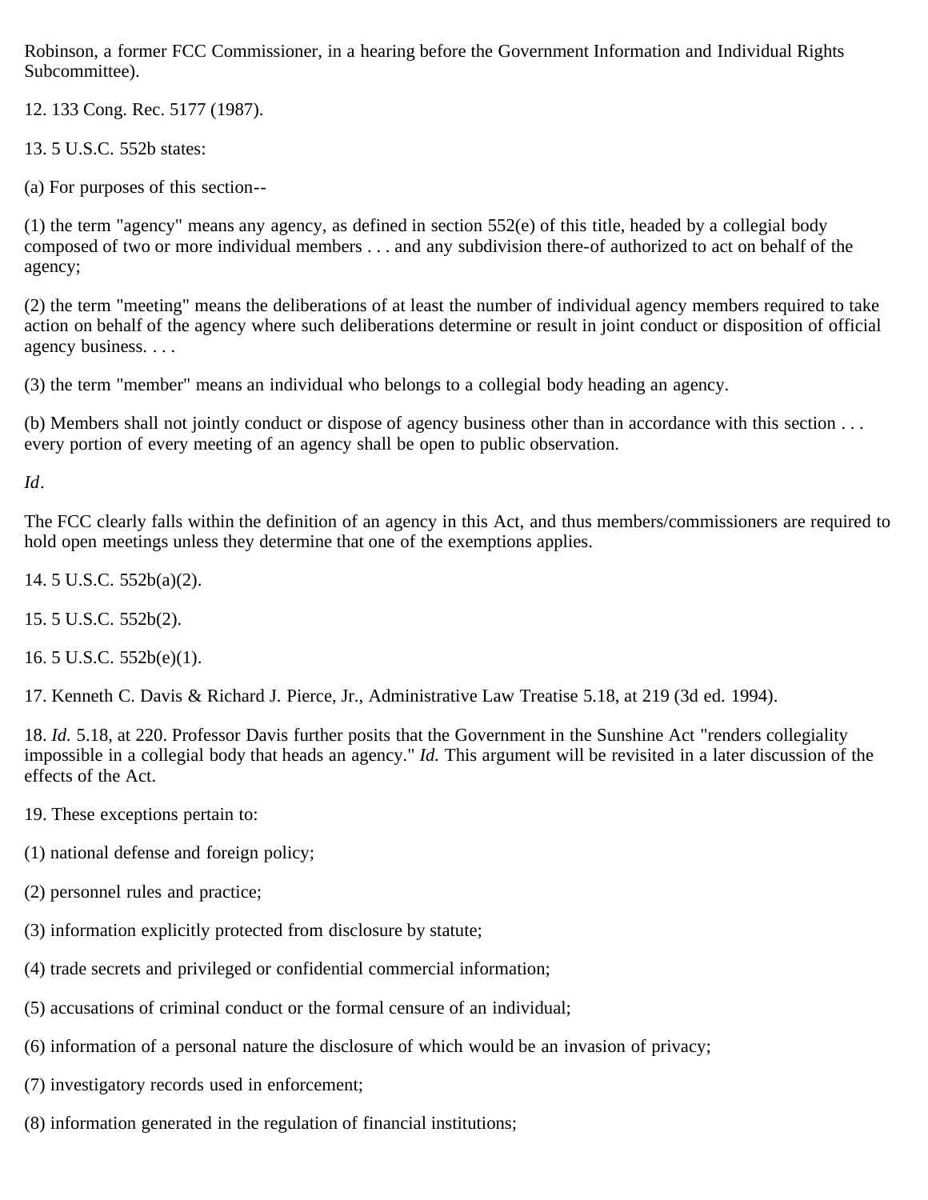Robinson, a former FCC Commissioner, in a hearing before the Government Information and Individual Rights Subcommittee).

12. 133 Cong. Rec. 5177 (1987).

13. 5 U.S.C. 552b states:

(a) For purposes of this section--

(1) the term "agency" means any agency, as defined in section 552(e) of this title, headed by a collegial body composed of two or more individual members . . . and any subdivision there-of authorized to act on behalf of the agency;

(2) the term "meeting" means the deliberations of at least the number of individual agency members required to take action on behalf of the agency where such deliberations determine or result in joint conduct or disposition of official agency business. . . .

(3) the term "member" means an individual who belongs to a collegial body heading an agency.

(b) Members shall not jointly conduct or dispose of agency business other than in accordance with this section . . . every portion of every meeting of an agency shall be open to public observation.

*Id*.

The FCC clearly falls within the definition of an agency in this Act, and thus members/commissioners are required to hold open meetings unless they determine that one of the exemptions applies.

14. 5 U.S.C. 552b(a)(2).

15. 5 U.S.C. 552b(2).

16. 5 U.S.C. 552b(e)(1).

17. Kenneth C. Davis & Richard J. Pierce, Jr., Administrative Law Treatise 5.18, at 219 (3d ed. 1994).

18. *Id.* 5.18, at 220. Professor Davis further posits that the Government in the Sunshine Act "renders collegiality impossible in a collegial body that heads an agency." *Id.* This argument will be revisited in a later discussion of the effects of the Act.

19. These exceptions pertain to:

(1) national defense and foreign policy;

(2) personnel rules and practice;

(3) information explicitly protected from disclosure by statute;

(4) trade secrets and privileged or confidential commercial information;

(5) accusations of criminal conduct or the formal censure of an individual;

(6) information of a personal nature the disclosure of which would be an invasion of privacy;

(7) investigatory records used in enforcement;

(8) information generated in the regulation of financial institutions;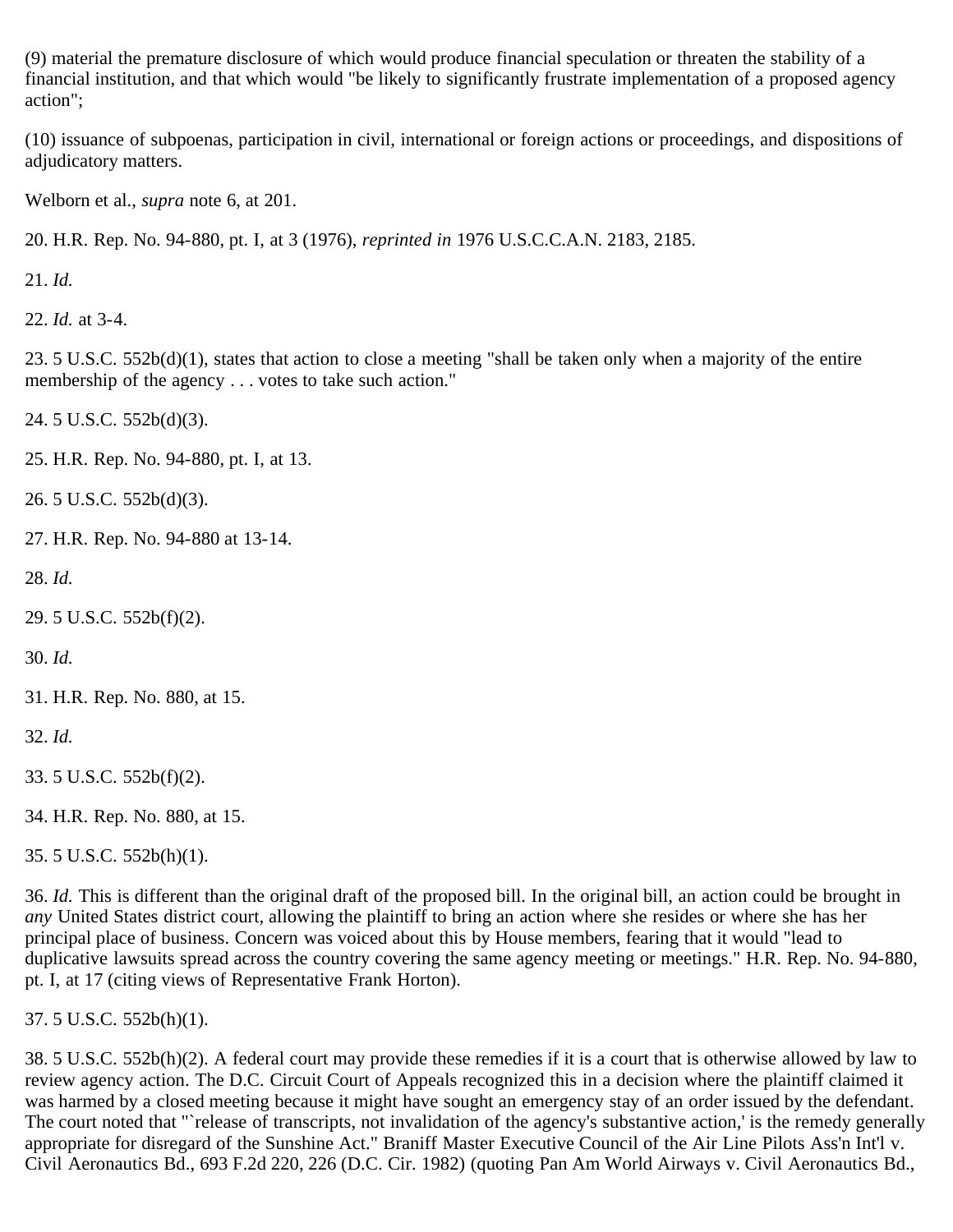(9) material the premature disclosure of which would produce financial speculation or threaten the stability of a financial institution, and that which would "be likely to significantly frustrate implementation of a proposed agency action";

(10) issuance of subpoenas, participation in civil, international or foreign actions or proceedings, and dispositions of adjudicatory matters.

Welborn et al., *supra* note 6, at 201.

20. H.R. Rep. No. 94-880, pt. I, at 3 (1976), *reprinted in* 1976 U.S.C.C.A.N. 2183, 2185.

21. *Id.*

22. *Id.* at 3-4.

23. 5 U.S.C. 552b(d)(1), states that action to close a meeting "shall be taken only when a majority of the entire membership of the agency . . . votes to take such action."

24. 5 U.S.C. 552b(d)(3).

25. H.R. Rep. No. 94-880, pt. I, at 13.

26. 5 U.S.C. 552b(d)(3).

27. H.R. Rep. No. 94-880 at 13-14.

28. *Id.*

29. 5 U.S.C. 552b(f)(2).

30. *Id.*

31. H.R. Rep. No. 880, at 15.

32. *Id.*

33. 5 U.S.C. 552b(f)(2).

34. H.R. Rep. No. 880, at 15.

35. 5 U.S.C. 552b(h)(1).

36. *Id.* This is different than the original draft of the proposed bill. In the original bill, an action could be brought in *any* United States district court, allowing the plaintiff to bring an action where she resides or where she has her principal place of business. Concern was voiced about this by House members, fearing that it would "lead to duplicative lawsuits spread across the country covering the same agency meeting or meetings." H.R. Rep. No. 94-880, pt. I, at 17 (citing views of Representative Frank Horton).

37. 5 U.S.C. 552b(h)(1).

38. 5 U.S.C. 552b(h)(2). A federal court may provide these remedies if it is a court that is otherwise allowed by law to review agency action. The D.C. Circuit Court of Appeals recognized this in a decision where the plaintiff claimed it was harmed by a closed meeting because it might have sought an emergency stay of an order issued by the defendant. The court noted that "`release of transcripts, not invalidation of the agency's substantive action,' is the remedy generally appropriate for disregard of the Sunshine Act." Braniff Master Executive Council of the Air Line Pilots Ass'n Int'l v. Civil Aeronautics Bd., 693 F.2d 220, 226 (D.C. Cir. 1982) (quoting Pan Am World Airways v. Civil Aeronautics Bd.,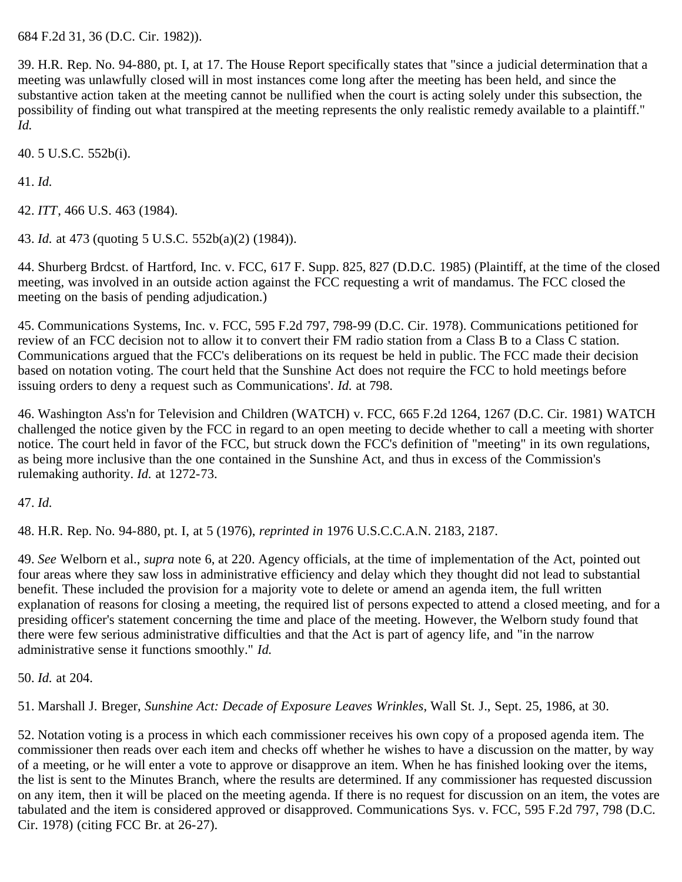684 F.2d 31, 36 (D.C. Cir. 1982)).

39. H.R. Rep. No. 94-880, pt. I, at 17. The House Report specifically states that "since a judicial determination that a meeting was unlawfully closed will in most instances come long after the meeting has been held, and since the substantive action taken at the meeting cannot be nullified when the court is acting solely under this subsection, the possibility of finding out what transpired at the meeting represents the only realistic remedy available to a plaintiff." *Id.*

40. 5 U.S.C. 552b(i).

41. *Id.*

42. *ITT*, 466 U.S. 463 (1984).

43. *Id.* at 473 (quoting 5 U.S.C. 552b(a)(2) (1984)).

44. Shurberg Brdcst. of Hartford, Inc. v. FCC, 617 F. Supp. 825, 827 (D.D.C. 1985) (Plaintiff, at the time of the closed meeting, was involved in an outside action against the FCC requesting a writ of mandamus. The FCC closed the meeting on the basis of pending adjudication.)

45. Communications Systems, Inc. v. FCC, 595 F.2d 797, 798-99 (D.C. Cir. 1978). Communications petitioned for review of an FCC decision not to allow it to convert their FM radio station from a Class B to a Class C station. Communications argued that the FCC's deliberations on its request be held in public. The FCC made their decision based on notation voting. The court held that the Sunshine Act does not require the FCC to hold meetings before issuing orders to deny a request such as Communications'. *Id.* at 798.

46. Washington Ass'n for Television and Children (WATCH) v. FCC, 665 F.2d 1264, 1267 (D.C. Cir. 1981) WATCH challenged the notice given by the FCC in regard to an open meeting to decide whether to call a meeting with shorter notice. The court held in favor of the FCC, but struck down the FCC's definition of "meeting" in its own regulations, as being more inclusive than the one contained in the Sunshine Act, and thus in excess of the Commission's rulemaking authority. *Id.* at 1272-73.

47. *Id.*

48. H.R. Rep. No. 94-880, pt. I, at 5 (1976), *reprinted in* 1976 U.S.C.C.A.N. 2183, 2187.

49. *See* Welborn et al., *supra* note 6, at 220. Agency officials, at the time of implementation of the Act, pointed out four areas where they saw loss in administrative efficiency and delay which they thought did not lead to substantial benefit. These included the provision for a majority vote to delete or amend an agenda item, the full written explanation of reasons for closing a meeting, the required list of persons expected to attend a closed meeting, and for a presiding officer's statement concerning the time and place of the meeting. However, the Welborn study found that there were few serious administrative difficulties and that the Act is part of agency life, and "in the narrow administrative sense it functions smoothly." *Id.*

50. *Id.* at 204.

51. Marshall J. Breger, *Sunshine Act: Decade of Exposure Leaves Wrinkles*, Wall St. J., Sept. 25, 1986, at 30.

52. Notation voting is a process in which each commissioner receives his own copy of a proposed agenda item. The commissioner then reads over each item and checks off whether he wishes to have a discussion on the matter, by way of a meeting, or he will enter a vote to approve or disapprove an item. When he has finished looking over the items, the list is sent to the Minutes Branch, where the results are determined. If any commissioner has requested discussion on any item, then it will be placed on the meeting agenda. If there is no request for discussion on an item, the votes are tabulated and the item is considered approved or disapproved. Communications Sys. v. FCC, 595 F.2d 797, 798 (D.C. Cir. 1978) (citing FCC Br. at 26-27).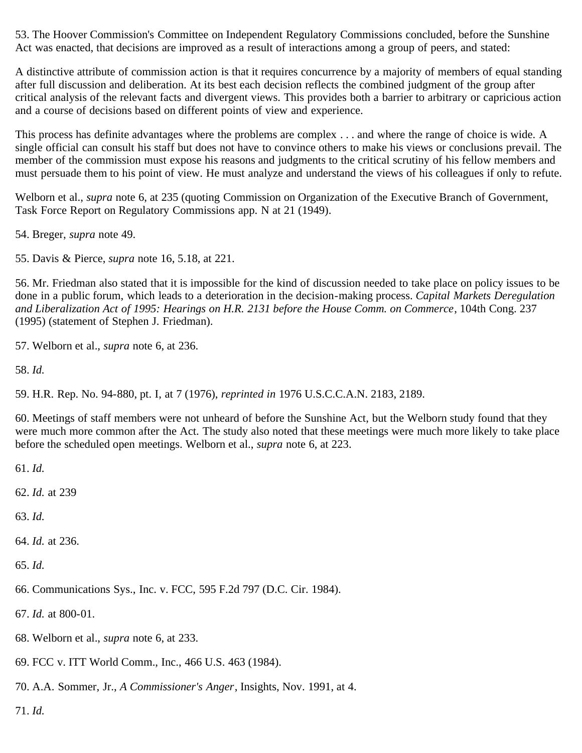53. The Hoover Commission's Committee on Independent Regulatory Commissions concluded, before the Sunshine Act was enacted, that decisions are improved as a result of interactions among a group of peers, and stated:

A distinctive attribute of commission action is that it requires concurrence by a majority of members of equal standing after full discussion and deliberation. At its best each decision reflects the combined judgment of the group after critical analysis of the relevant facts and divergent views. This provides both a barrier to arbitrary or capricious action and a course of decisions based on different points of view and experience.

This process has definite advantages where the problems are complex . . . and where the range of choice is wide. A single official can consult his staff but does not have to convince others to make his views or conclusions prevail. The member of the commission must expose his reasons and judgments to the critical scrutiny of his fellow members and must persuade them to his point of view. He must analyze and understand the views of his colleagues if only to refute.

Welborn et al., *supra* note 6, at 235 (quoting Commission on Organization of the Executive Branch of Government, Task Force Report on Regulatory Commissions app. N at 21 (1949).

54. Breger, *supra* note 49.

55. Davis & Pierce, *supra* note 16, 5.18, at 221.

56. Mr. Friedman also stated that it is impossible for the kind of discussion needed to take place on policy issues to be done in a public forum, which leads to a deterioration in the decision-making process. *Capital Markets Deregulation and Liberalization Act of 1995: Hearings on H.R. 2131 before the House Comm. on Commerce*, 104th Cong. 237 (1995) (statement of Stephen J. Friedman).

57. Welborn et al., *supra* note 6, at 236.

58. *Id.*

59. H.R. Rep. No. 94-880, pt. I, at 7 (1976), *reprinted in* 1976 U.S.C.C.A.N. 2183, 2189.

60. Meetings of staff members were not unheard of before the Sunshine Act, but the Welborn study found that they were much more common after the Act. The study also noted that these meetings were much more likely to take place before the scheduled open meetings. Welborn et al., *supra* note 6, at 223.

61. *Id.*

62. *Id.* at 239

63. *Id.*

64. *Id.* at 236.

65. *Id.*

66. Communications Sys., Inc. v. FCC, 595 F.2d 797 (D.C. Cir. 1984).

67. *Id.* at 800-01.

68. Welborn et al., *supra* note 6, at 233.

69. FCC v. ITT World Comm., Inc., 466 U.S. 463 (1984).

70. A.A. Sommer, Jr., *A Commissioner's Anger*, Insights, Nov. 1991, at 4.

71. *Id.*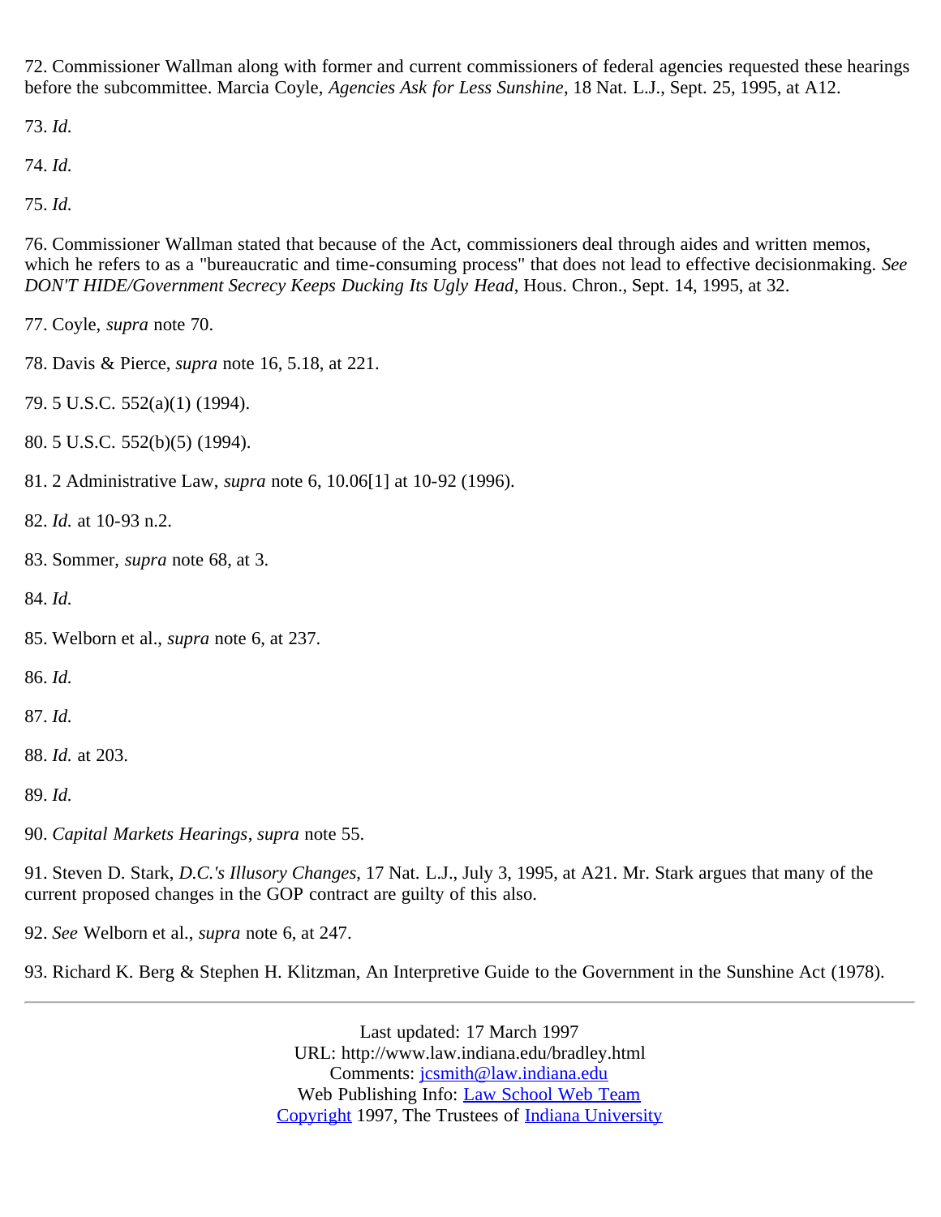72. Commissioner Wallman along with former and current commissioners of federal agencies requested these hearings before the subcommittee. Marcia Coyle, *Agencies Ask for Less Sunshine*, 18 Nat. L.J., Sept. 25, 1995, at A12.

73. *Id.*

74. *Id.*

75. *Id.*

76. Commissioner Wallman stated that because of the Act, commissioners deal through aides and written memos, which he refers to as a "bureaucratic and time-consuming process" that does not lead to effective decisionmaking. *See DON'T HIDE/Government Secrecy Keeps Ducking Its Ugly Head*, Hous. Chron., Sept. 14, 1995, at 32.

77. Coyle, *supra* note 70.

78. Davis & Pierce, *supra* note 16, 5.18, at 221.

79. 5 U.S.C. 552(a)(1) (1994).

80. 5 U.S.C. 552(b)(5) (1994).

81. 2 Administrative Law, *supra* note 6, 10.06[1] at 10-92 (1996).

82. *Id.* at 10-93 n.2.

83. Sommer, *supra* note 68, at 3.

84. *Id.*

85. Welborn et al., *supra* note 6, at 237.

86. *Id.*

87. *Id.*

88. *Id.* at 203.

89. *Id.*

90. *Capital Markets Hearings*, *supra* note 55.

91. Steven D. Stark, *D.C.'s Illusory Changes*, 17 Nat. L.J., July 3, 1995, at A21. Mr. Stark argues that many of the current proposed changes in the GOP contract are guilty of this also.

92. *See* Welborn et al., *supra* note 6, at 247.

93. Richard K. Berg & Stephen H. Klitzman, An Interpretive Guide to the Government in the Sunshine Act (1978).

---

Last updated: 17 March 1997
URL: http://www.law.indiana.edu/bradley.html
Comments: jcsmith@law.indiana.edu
Web Publishing Info: Law School Web Team
Copyright 1997, The Trustees of Indiana University